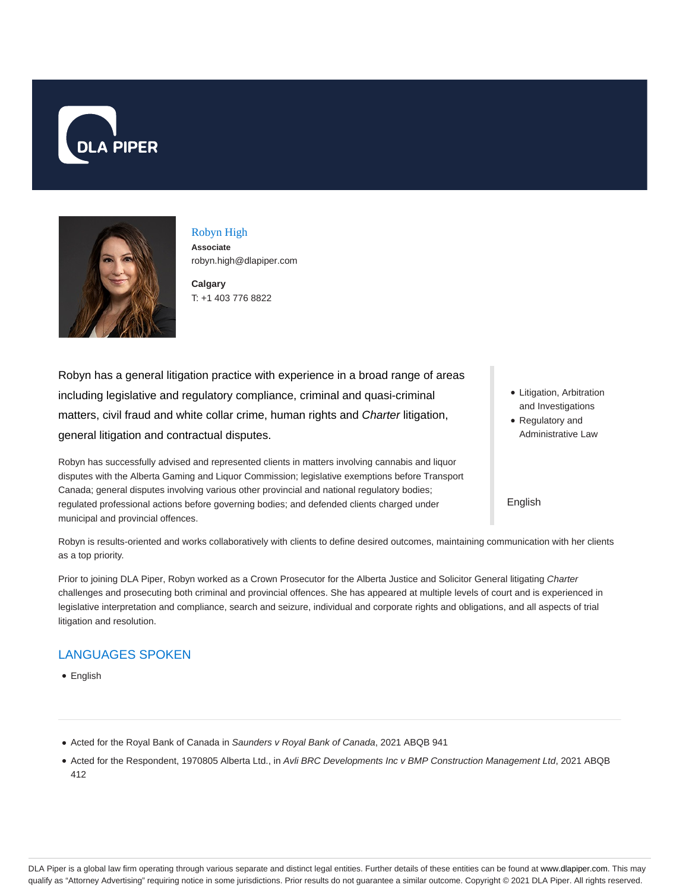DLA PIPER

## Robyn High

**Associate**
robyn.high@dlapiper.com

**Calgary**
T: +1 403 776 8822

Robyn has a general litigation practice with experience in a broad range of areas including legislative and regulatory compliance, criminal and quasi-criminal matters, civil fraud and white collar crime, human rights and *Charter* litigation, general litigation and contractual disputes.

Robyn has successfully advised and represented clients in matters involving cannabis and liquor disputes with the Alberta Gaming and Liquor Commission; legislative exemptions before Transport Canada; general disputes involving various other provincial and national regulatory bodies; regulated professional actions before governing bodies; and defended clients charged under municipal and provincial offences.

- Litigation, Arbitration and Investigations
- Regulatory and Administrative Law

English

Robyn is results-oriented and works collaboratively with clients to define desired outcomes, maintaining communication with her clients as a top priority.

Prior to joining DLA Piper, Robyn worked as a Crown Prosecutor for the Alberta Justice and Solicitor General litigating *Charter* challenges and prosecuting both criminal and provincial offences. She has appeared at multiple levels of court and is experienced in legislative interpretation and compliance, search and seizure, individual and corporate rights and obligations, and all aspects of trial litigation and resolution.

## LANGUAGES SPOKEN

- English

---

- Acted for the Royal Bank of Canada in *Saunders v Royal Bank of Canada*, 2021 ABQB 941
- Acted for the Respondent, 1970805 Alberta Ltd., in *Avli BRC Developments Inc v BMP Construction Management Ltd*, 2021 ABQB 412

DLA Piper is a global law firm operating through various separate and distinct legal entities. Further details of these entities can be found at www.dlapiper.com. This may qualify as "Attorney Advertising" requiring notice in some jurisdictions. Prior results do not guarantee a similar outcome. Copyright © 2021 DLA Piper. All rights reserved.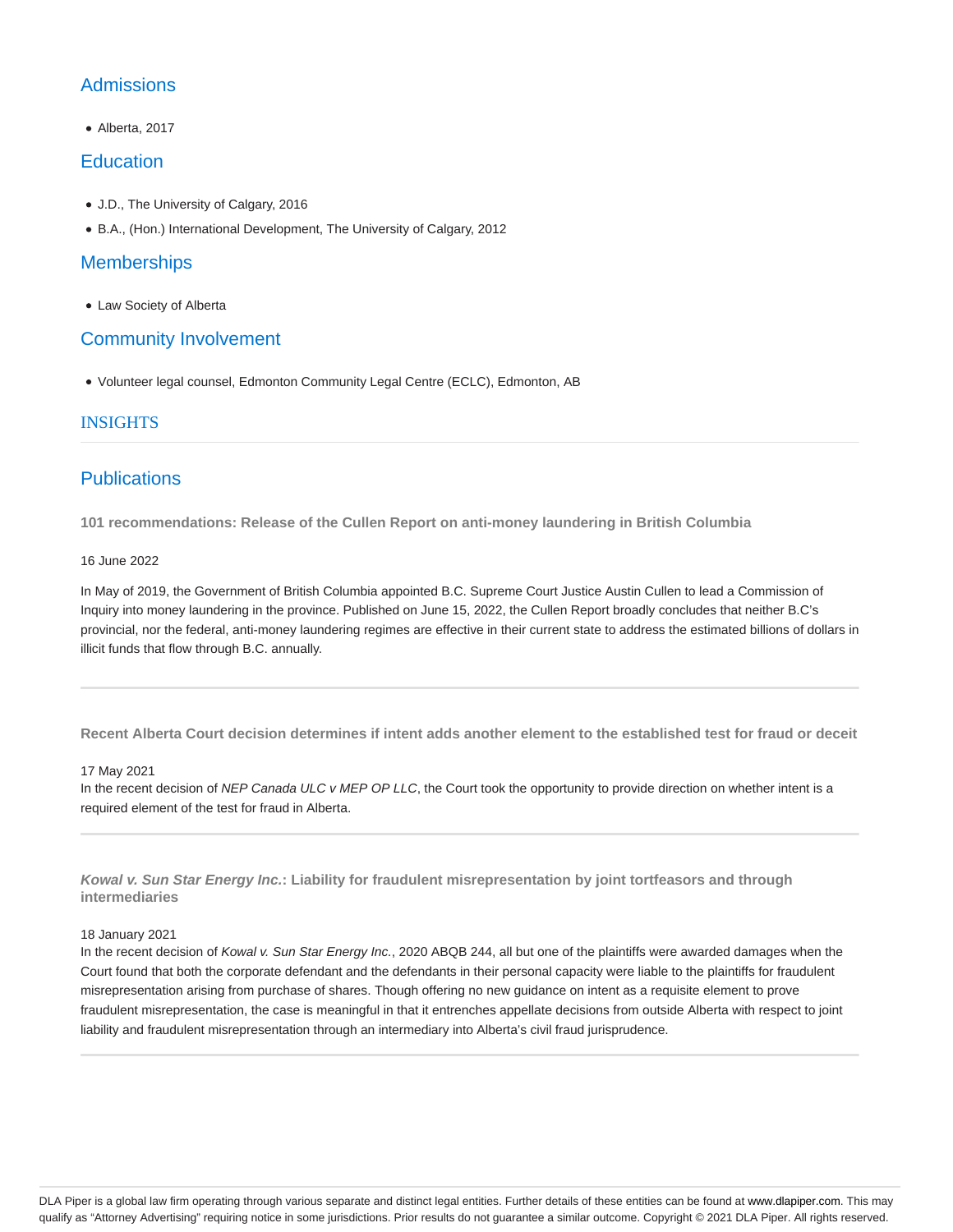## Admissions

- Alberta, 2017

## Education

- J.D., The University of Calgary, 2016
- B.A., (Hon.) International Development, The University of Calgary, 2012

## Memberships

- Law Society of Alberta

## Community Involvement

- Volunteer legal counsel, Edmonton Community Legal Centre (ECLC), Edmonton, AB

## INSIGHTS

## Publications

### 101 recommendations: Release of the Cullen Report on anti-money laundering in British Columbia

16 June 2022

In May of 2019, the Government of British Columbia appointed B.C. Supreme Court Justice Austin Cullen to lead a Commission of Inquiry into money laundering in the province. Published on June 15, 2022, the Cullen Report broadly concludes that neither B.C's provincial, nor the federal, anti-money laundering regimes are effective in their current state to address the estimated billions of dollars in illicit funds that flow through B.C. annually.

---

### Recent Alberta Court decision determines if intent adds another element to the established test for fraud or deceit

17 May 2021

In the recent decision of *NEP Canada ULC v MEP OP LLC*, the Court took the opportunity to provide direction on whether intent is a required element of the test for fraud in Alberta.

---

### *Kowal v. Sun Star Energy Inc.*: Liability for fraudulent misrepresentation by joint tortfeasors and through intermediaries

18 January 2021

In the recent decision of *Kowal v. Sun Star Energy Inc.*, 2020 ABQB 244, all but one of the plaintiffs were awarded damages when the Court found that both the corporate defendant and the defendants in their personal capacity were liable to the plaintiffs for fraudulent misrepresentation arising from purchase of shares. Though offering no new guidance on intent as a requisite element to prove fraudulent misrepresentation, the case is meaningful in that it entrenches appellate decisions from outside Alberta with respect to joint liability and fraudulent misrepresentation through an intermediary into Alberta's civil fraud jurisprudence.

---

DLA Piper is a global law firm operating through various separate and distinct legal entities. Further details of these entities can be found at www.dlapiper.com. This may qualify as "Attorney Advertising" requiring notice in some jurisdictions. Prior results do not guarantee a similar outcome. Copyright © 2021 DLA Piper. All rights reserved.